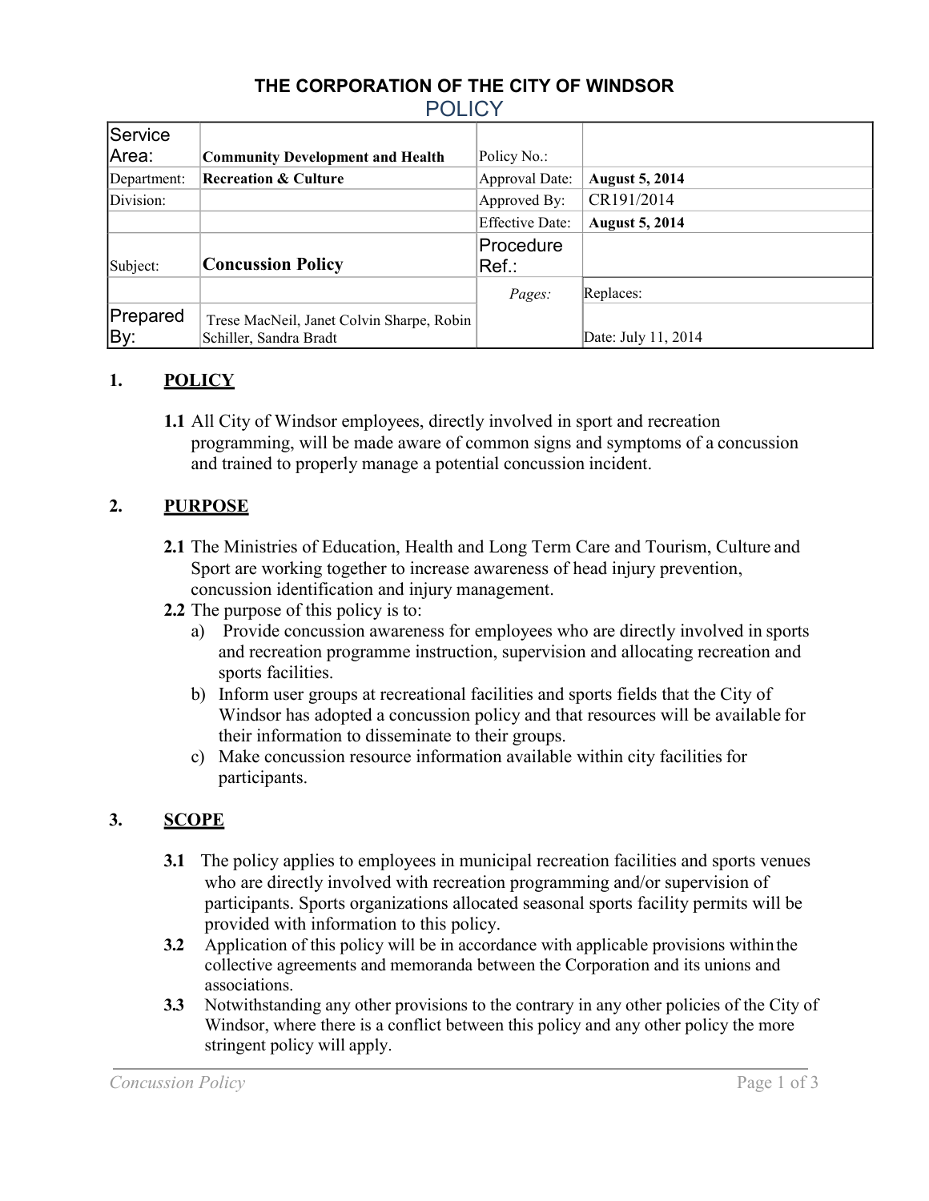# THE CORPORATION OF THE CITY OF WINDSOR

## POLICY

| Service Area: | Community Development and Health | Policy No.: | |
|---|---|---|---|
| Department: | **Recreation & Culture** | Approval Date: | **August 5, 2014** |
| Division: | | Approved By: | CR191/2014 |
| | | Effective Date: | **August 5, 2014** |
| Subject: | **Concussion Policy** | Procedure Ref.: | |
| | | *Pages:* | Replaces: |
| Prepared By: | Trese MacNeil, Janet Colvin Sharpe, Robin Schiller, Sandra Bradt | | Date: July 11, 2014 |

## 1. POLICY

**1.1** All City of Windsor employees, directly involved in sport and recreation programming, will be made aware of common signs and symptoms of a concussion and trained to properly manage a potential concussion incident.

## 2. PURPOSE

**2.1** The Ministries of Education, Health and Long Term Care and Tourism, Culture and Sport are working together to increase awareness of head injury prevention, concussion identification and injury management.

**2.2** The purpose of this policy is to:

a) Provide concussion awareness for employees who are directly involved in sports and recreation programme instruction, supervision and allocating recreation and sports facilities.

b) Inform user groups at recreational facilities and sports fields that the City of Windsor has adopted a concussion policy and that resources will be available for their information to disseminate to their groups.

c) Make concussion resource information available within city facilities for participants.

## 3. SCOPE

**3.1** The policy applies to employees in municipal recreation facilities and sports venues who are directly involved with recreation programming and/or supervision of participants. Sports organizations allocated seasonal sports facility permits will be provided with information to this policy.

**3.2** Application of this policy will be in accordance with applicable provisions within the collective agreements and memoranda between the Corporation and its unions and associations.

**3.3** Notwithstanding any other provisions to the contrary in any other policies of the City of Windsor, where there is a conflict between this policy and any other policy the more stringent policy will apply.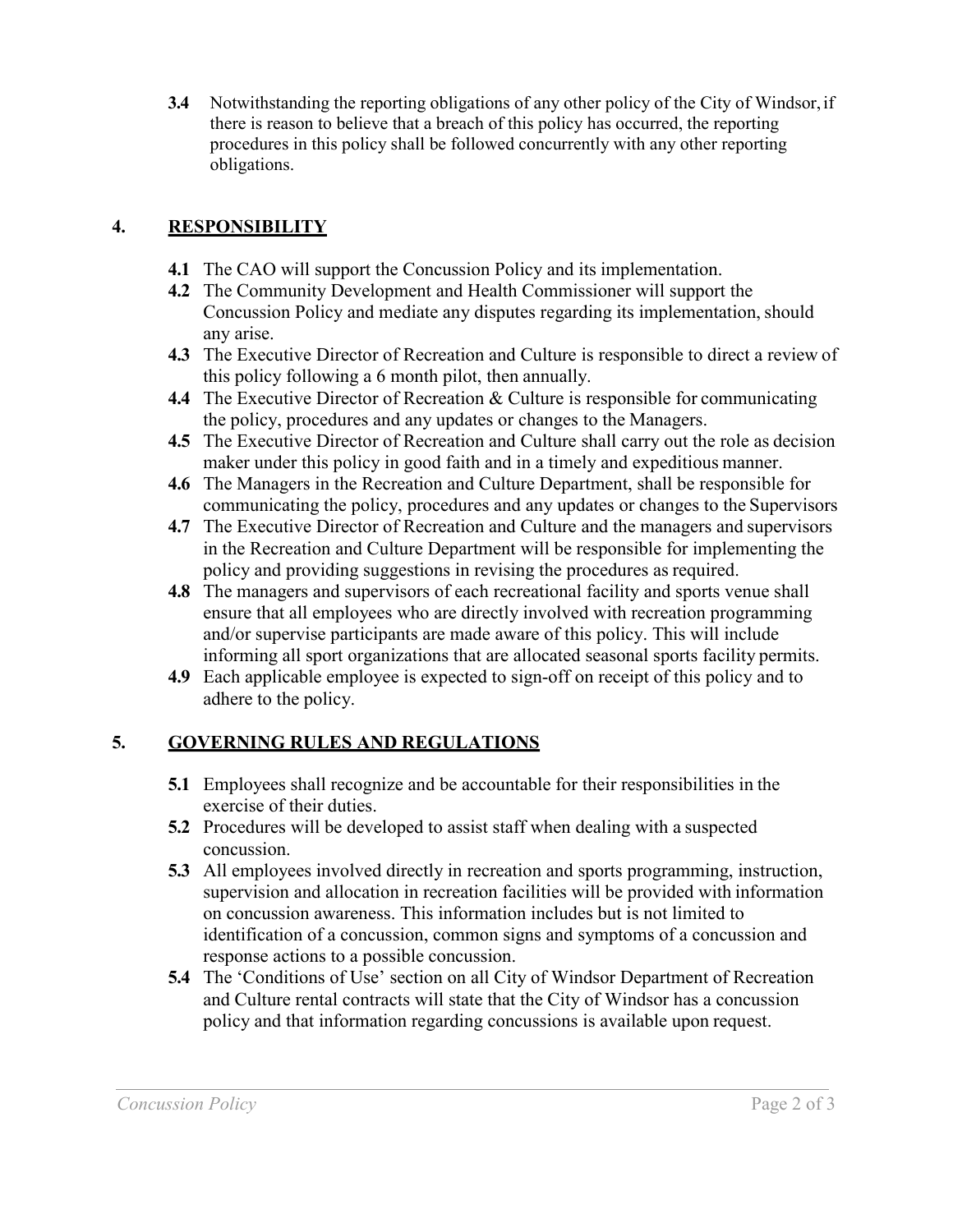**3.4** Notwithstanding the reporting obligations of any other policy of the City of Windsor, if there is reason to believe that a breach of this policy has occurred, the reporting procedures in this policy shall be followed concurrently with any other reporting obligations.

## 4. RESPONSIBILITY

**4.1** The CAO will support the Concussion Policy and its implementation.

**4.2** The Community Development and Health Commissioner will support the Concussion Policy and mediate any disputes regarding its implementation, should any arise.

**4.3** The Executive Director of Recreation and Culture is responsible to direct a review of this policy following a 6 month pilot, then annually.

**4.4** The Executive Director of Recreation & Culture is responsible for communicating the policy, procedures and any updates or changes to the Managers.

**4.5** The Executive Director of Recreation and Culture shall carry out the role as decision maker under this policy in good faith and in a timely and expeditious manner.

**4.6** The Managers in the Recreation and Culture Department, shall be responsible for communicating the policy, procedures and any updates or changes to the Supervisors

**4.7** The Executive Director of Recreation and Culture and the managers and supervisors in the Recreation and Culture Department will be responsible for implementing the policy and providing suggestions in revising the procedures as required.

**4.8** The managers and supervisors of each recreational facility and sports venue shall ensure that all employees who are directly involved with recreation programming and/or supervise participants are made aware of this policy. This will include informing all sport organizations that are allocated seasonal sports facility permits.

**4.9** Each applicable employee is expected to sign-off on receipt of this policy and to adhere to the policy.

## 5. GOVERNING RULES AND REGULATIONS

**5.1** Employees shall recognize and be accountable for their responsibilities in the exercise of their duties.

**5.2** Procedures will be developed to assist staff when dealing with a suspected concussion.

**5.3** All employees involved directly in recreation and sports programming, instruction, supervision and allocation in recreation facilities will be provided with information on concussion awareness. This information includes but is not limited to identification of a concussion, common signs and symptoms of a concussion and response actions to a possible concussion.

**5.4** The 'Conditions of Use' section on all City of Windsor Department of Recreation and Culture rental contracts will state that the City of Windsor has a concussion policy and that information regarding concussions is available upon request.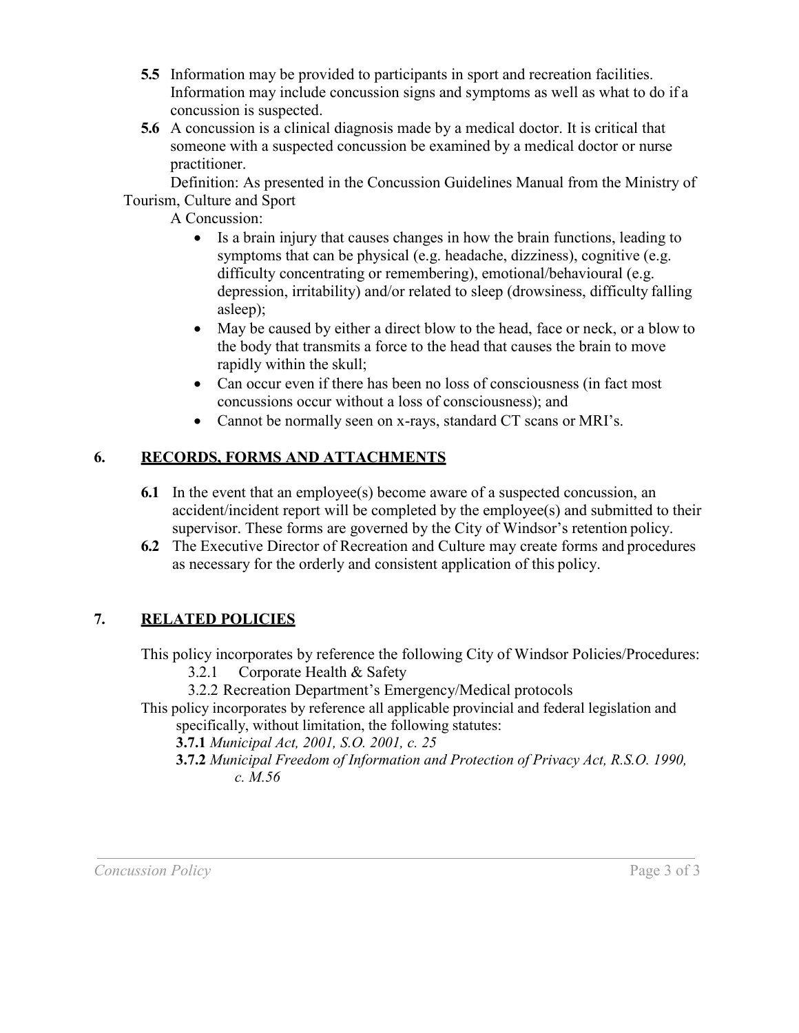**5.5** Information may be provided to participants in sport and recreation facilities. Information may include concussion signs and symptoms as well as what to do if a concussion is suspected.

**5.6** A concussion is a clinical diagnosis made by a medical doctor. It is critical that someone with a suspected concussion be examined by a medical doctor or nurse practitioner.

Definition: As presented in the Concussion Guidelines Manual from the Ministry of Tourism, Culture and Sport

A Concussion:

- Is a brain injury that causes changes in how the brain functions, leading to symptoms that can be physical (e.g. headache, dizziness), cognitive (e.g. difficulty concentrating or remembering), emotional/behavioural (e.g. depression, irritability) and/or related to sleep (drowsiness, difficulty falling asleep);
- May be caused by either a direct blow to the head, face or neck, or a blow to the body that transmits a force to the head that causes the brain to move rapidly within the skull;
- Can occur even if there has been no loss of consciousness (in fact most concussions occur without a loss of consciousness); and
- Cannot be normally seen on x-rays, standard CT scans or MRI's.

## 6. RECORDS, FORMS AND ATTACHMENTS

**6.1** In the event that an employee(s) become aware of a suspected concussion, an accident/incident report will be completed by the employee(s) and submitted to their supervisor. These forms are governed by the City of Windsor's retention policy.

**6.2** The Executive Director of Recreation and Culture may create forms and procedures as necessary for the orderly and consistent application of this policy.

## 7. RELATED POLICIES

This policy incorporates by reference the following City of Windsor Policies/Procedures:

3.2.1 Corporate Health & Safety

3.2.2 Recreation Department's Emergency/Medical protocols

This policy incorporates by reference all applicable provincial and federal legislation and specifically, without limitation, the following statutes:

**3.7.1** *Municipal Act, 2001, S.O. 2001, c. 25*

**3.7.2** *Municipal Freedom of Information and Protection of Privacy Act, R.S.O. 1990, c. M.56*